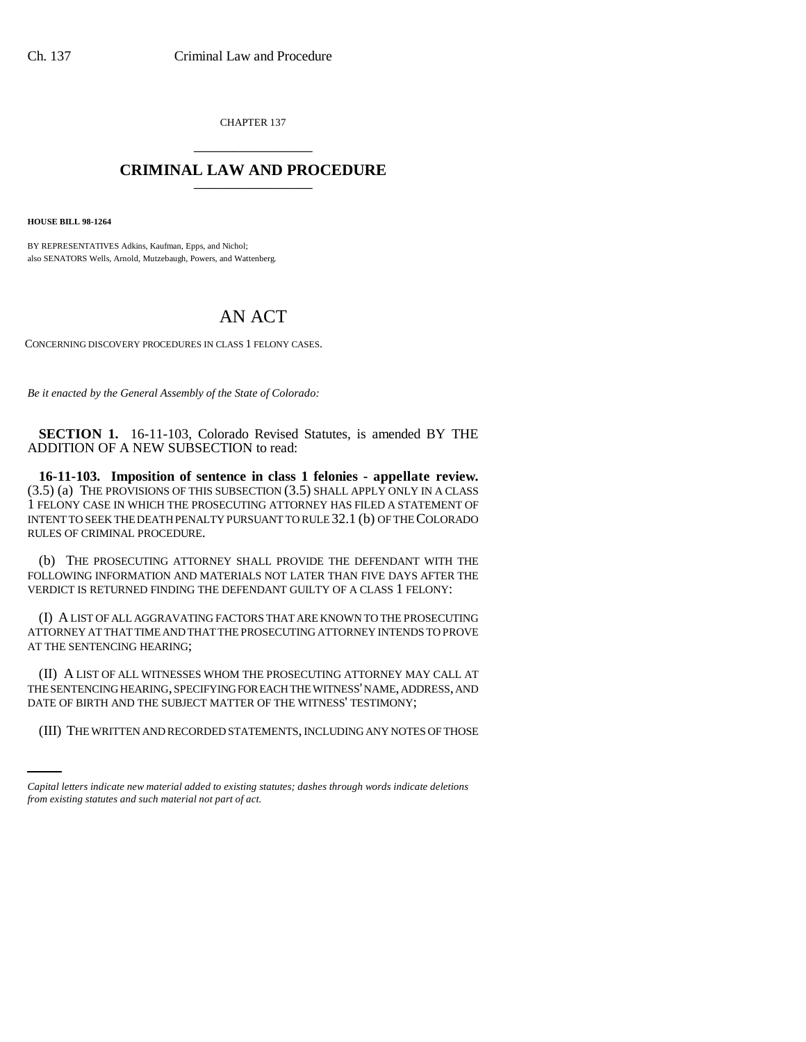CHAPTER 137

# CRIMINAL LAW AND PROCEDURE

**HOUSE BILL 98-1264**

BY REPRESENTATIVES Adkins, Kaufman, Epps, and Nichol;
also SENATORS Wells, Arnold, Mutzebaugh, Powers, and Wattenberg.

# AN ACT

CONCERNING DISCOVERY PROCEDURES IN CLASS 1 FELONY CASES.

*Be it enacted by the General Assembly of the State of Colorado:*

**SECTION 1.** 16-11-103, Colorado Revised Statutes, is amended BY THE ADDITION OF A NEW SUBSECTION to read:

**16-11-103. Imposition of sentence in class 1 felonies - appellate review.** (3.5) (a) THE PROVISIONS OF THIS SUBSECTION (3.5) SHALL APPLY ONLY IN A CLASS 1 FELONY CASE IN WHICH THE PROSECUTING ATTORNEY HAS FILED A STATEMENT OF INTENT TO SEEK THE DEATH PENALTY PURSUANT TO RULE 32.1 (b) OF THE COLORADO RULES OF CRIMINAL PROCEDURE.

(b) THE PROSECUTING ATTORNEY SHALL PROVIDE THE DEFENDANT WITH THE FOLLOWING INFORMATION AND MATERIALS NOT LATER THAN FIVE DAYS AFTER THE VERDICT IS RETURNED FINDING THE DEFENDANT GUILTY OF A CLASS 1 FELONY:

(I) A LIST OF ALL AGGRAVATING FACTORS THAT ARE KNOWN TO THE PROSECUTING ATTORNEY AT THAT TIME AND THAT THE PROSECUTING ATTORNEY INTENDS TO PROVE AT THE SENTENCING HEARING;

(II) A LIST OF ALL WITNESSES WHOM THE PROSECUTING ATTORNEY MAY CALL AT THE SENTENCING HEARING, SPECIFYING FOR EACH THE WITNESS' NAME, ADDRESS, AND DATE OF BIRTH AND THE SUBJECT MATTER OF THE WITNESS' TESTIMONY;

(III) THE WRITTEN AND RECORDED STATEMENTS, INCLUDING ANY NOTES OF THOSE

*Capital letters indicate new material added to existing statutes; dashes through words indicate deletions from existing statutes and such material not part of act.*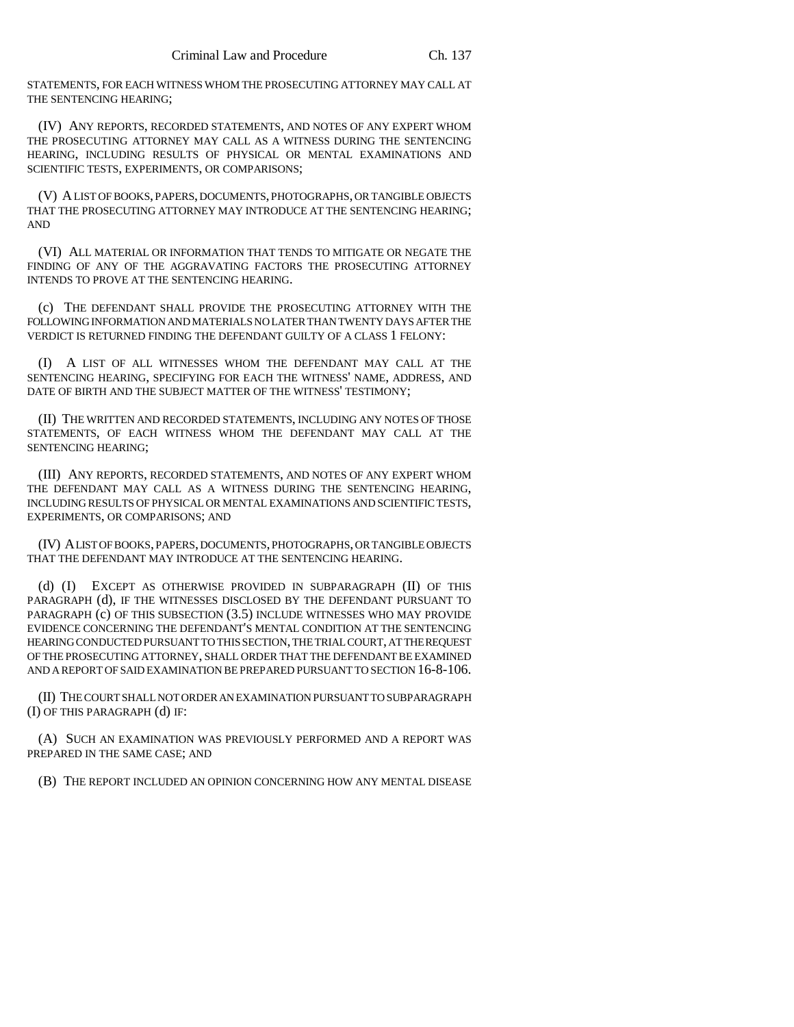STATEMENTS, FOR EACH WITNESS WHOM THE PROSECUTING ATTORNEY MAY CALL AT THE SENTENCING HEARING;

(IV) ANY REPORTS, RECORDED STATEMENTS, AND NOTES OF ANY EXPERT WHOM THE PROSECUTING ATTORNEY MAY CALL AS A WITNESS DURING THE SENTENCING HEARING, INCLUDING RESULTS OF PHYSICAL OR MENTAL EXAMINATIONS AND SCIENTIFIC TESTS, EXPERIMENTS, OR COMPARISONS;

(V) A LIST OF BOOKS, PAPERS, DOCUMENTS, PHOTOGRAPHS, OR TANGIBLE OBJECTS THAT THE PROSECUTING ATTORNEY MAY INTRODUCE AT THE SENTENCING HEARING; AND

(VI) ALL MATERIAL OR INFORMATION THAT TENDS TO MITIGATE OR NEGATE THE FINDING OF ANY OF THE AGGRAVATING FACTORS THE PROSECUTING ATTORNEY INTENDS TO PROVE AT THE SENTENCING HEARING.

(c) THE DEFENDANT SHALL PROVIDE THE PROSECUTING ATTORNEY WITH THE FOLLOWING INFORMATION AND MATERIALS NO LATER THAN TWENTY DAYS AFTER THE VERDICT IS RETURNED FINDING THE DEFENDANT GUILTY OF A CLASS 1 FELONY:

(I) A LIST OF ALL WITNESSES WHOM THE DEFENDANT MAY CALL AT THE SENTENCING HEARING, SPECIFYING FOR EACH THE WITNESS' NAME, ADDRESS, AND DATE OF BIRTH AND THE SUBJECT MATTER OF THE WITNESS' TESTIMONY;

(II) THE WRITTEN AND RECORDED STATEMENTS, INCLUDING ANY NOTES OF THOSE STATEMENTS, OF EACH WITNESS WHOM THE DEFENDANT MAY CALL AT THE SENTENCING HEARING;

(III) ANY REPORTS, RECORDED STATEMENTS, AND NOTES OF ANY EXPERT WHOM THE DEFENDANT MAY CALL AS A WITNESS DURING THE SENTENCING HEARING, INCLUDING RESULTS OF PHYSICAL OR MENTAL EXAMINATIONS AND SCIENTIFIC TESTS, EXPERIMENTS, OR COMPARISONS; AND

(IV) A LIST OF BOOKS, PAPERS, DOCUMENTS, PHOTOGRAPHS, OR TANGIBLE OBJECTS THAT THE DEFENDANT MAY INTRODUCE AT THE SENTENCING HEARING.

(d) (I) EXCEPT AS OTHERWISE PROVIDED IN SUBPARAGRAPH (II) OF THIS PARAGRAPH (d), IF THE WITNESSES DISCLOSED BY THE DEFENDANT PURSUANT TO PARAGRAPH (c) OF THIS SUBSECTION (3.5) INCLUDE WITNESSES WHO MAY PROVIDE EVIDENCE CONCERNING THE DEFENDANT'S MENTAL CONDITION AT THE SENTENCING HEARING CONDUCTED PURSUANT TO THIS SECTION, THE TRIAL COURT, AT THE REQUEST OF THE PROSECUTING ATTORNEY, SHALL ORDER THAT THE DEFENDANT BE EXAMINED AND A REPORT OF SAID EXAMINATION BE PREPARED PURSUANT TO SECTION 16-8-106.

(II) THE COURT SHALL NOT ORDER AN EXAMINATION PURSUANT TO SUBPARAGRAPH (I) OF THIS PARAGRAPH (d) IF:

(A) SUCH AN EXAMINATION WAS PREVIOUSLY PERFORMED AND A REPORT WAS PREPARED IN THE SAME CASE; AND

(B) THE REPORT INCLUDED AN OPINION CONCERNING HOW ANY MENTAL DISEASE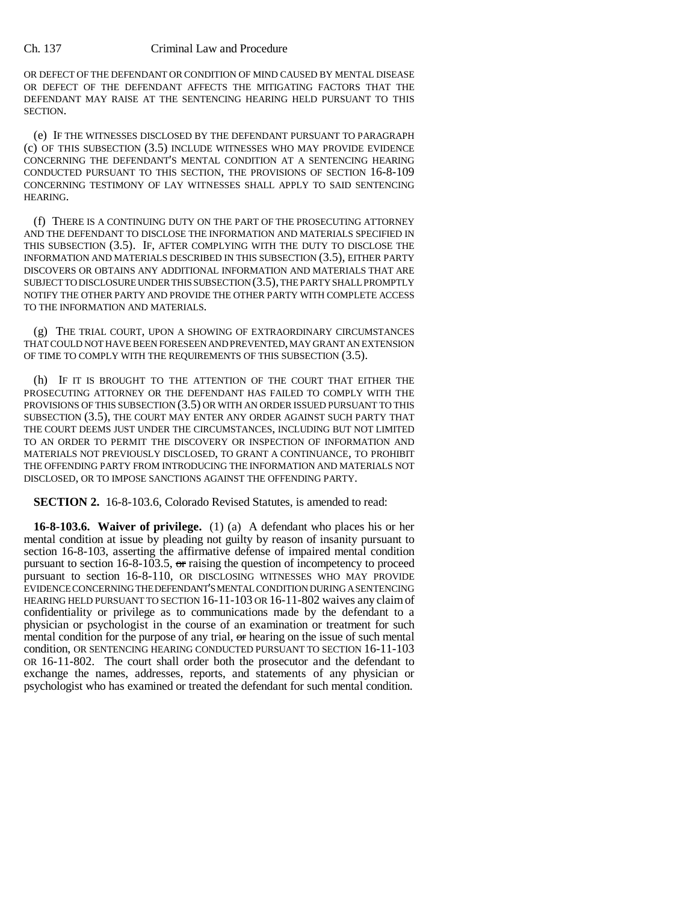OR DEFECT OF THE DEFENDANT OR CONDITION OF MIND CAUSED BY MENTAL DISEASE OR DEFECT OF THE DEFENDANT AFFECTS THE MITIGATING FACTORS THAT THE DEFENDANT MAY RAISE AT THE SENTENCING HEARING HELD PURSUANT TO THIS SECTION.

(e) IF THE WITNESSES DISCLOSED BY THE DEFENDANT PURSUANT TO PARAGRAPH (c) OF THIS SUBSECTION (3.5) INCLUDE WITNESSES WHO MAY PROVIDE EVIDENCE CONCERNING THE DEFENDANT'S MENTAL CONDITION AT A SENTENCING HEARING CONDUCTED PURSUANT TO THIS SECTION, THE PROVISIONS OF SECTION 16-8-109 CONCERNING TESTIMONY OF LAY WITNESSES SHALL APPLY TO SAID SENTENCING HEARING.

(f) THERE IS A CONTINUING DUTY ON THE PART OF THE PROSECUTING ATTORNEY AND THE DEFENDANT TO DISCLOSE THE INFORMATION AND MATERIALS SPECIFIED IN THIS SUBSECTION (3.5). IF, AFTER COMPLYING WITH THE DUTY TO DISCLOSE THE INFORMATION AND MATERIALS DESCRIBED IN THIS SUBSECTION (3.5), EITHER PARTY DISCOVERS OR OBTAINS ANY ADDITIONAL INFORMATION AND MATERIALS THAT ARE SUBJECT TO DISCLOSURE UNDER THIS SUBSECTION (3.5), THE PARTY SHALL PROMPTLY NOTIFY THE OTHER PARTY AND PROVIDE THE OTHER PARTY WITH COMPLETE ACCESS TO THE INFORMATION AND MATERIALS.

(g) THE TRIAL COURT, UPON A SHOWING OF EXTRAORDINARY CIRCUMSTANCES THAT COULD NOT HAVE BEEN FORESEEN AND PREVENTED, MAY GRANT AN EXTENSION OF TIME TO COMPLY WITH THE REQUIREMENTS OF THIS SUBSECTION (3.5).

(h) IF IT IS BROUGHT TO THE ATTENTION OF THE COURT THAT EITHER THE PROSECUTING ATTORNEY OR THE DEFENDANT HAS FAILED TO COMPLY WITH THE PROVISIONS OF THIS SUBSECTION (3.5) OR WITH AN ORDER ISSUED PURSUANT TO THIS SUBSECTION (3.5), THE COURT MAY ENTER ANY ORDER AGAINST SUCH PARTY THAT THE COURT DEEMS JUST UNDER THE CIRCUMSTANCES, INCLUDING BUT NOT LIMITED TO AN ORDER TO PERMIT THE DISCOVERY OR INSPECTION OF INFORMATION AND MATERIALS NOT PREVIOUSLY DISCLOSED, TO GRANT A CONTINUANCE, TO PROHIBIT THE OFFENDING PARTY FROM INTRODUCING THE INFORMATION AND MATERIALS NOT DISCLOSED, OR TO IMPOSE SANCTIONS AGAINST THE OFFENDING PARTY.

**SECTION 2.** 16-8-103.6, Colorado Revised Statutes, is amended to read:

**16-8-103.6. Waiver of privilege.** (1) (a) A defendant who places his or her mental condition at issue by pleading not guilty by reason of insanity pursuant to section 16-8-103, asserting the affirmative defense of impaired mental condition pursuant to section 16-8-103.5, ~~or~~ raising the question of incompetency to proceed pursuant to section 16-8-110, OR DISCLOSING WITNESSES WHO MAY PROVIDE EVIDENCE CONCERNING THE DEFENDANT'S MENTAL CONDITION DURING A SENTENCING HEARING HELD PURSUANT TO SECTION 16-11-103 OR 16-11-802 waives any claim of confidentiality or privilege as to communications made by the defendant to a physician or psychologist in the course of an examination or treatment for such mental condition for the purpose of any trial, ~~or~~ hearing on the issue of such mental condition, OR SENTENCING HEARING CONDUCTED PURSUANT TO SECTION 16-11-103 OR 16-11-802. The court shall order both the prosecutor and the defendant to exchange the names, addresses, reports, and statements of any physician or psychologist who has examined or treated the defendant for such mental condition.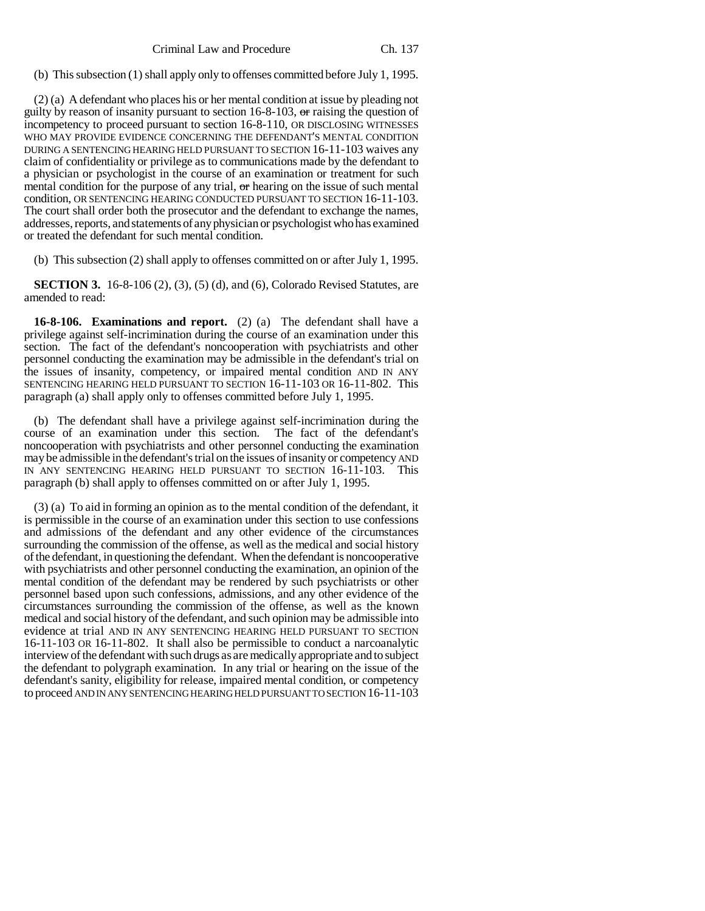(b) This subsection (1) shall apply only to offenses committed before July 1, 1995.

(2) (a) A defendant who places his or her mental condition at issue by pleading not guilty by reason of insanity pursuant to section 16-8-103, or raising the question of incompetency to proceed pursuant to section 16-8-110, OR DISCLOSING WITNESSES WHO MAY PROVIDE EVIDENCE CONCERNING THE DEFENDANT'S MENTAL CONDITION DURING A SENTENCING HEARING HELD PURSUANT TO SECTION 16-11-103 waives any claim of confidentiality or privilege as to communications made by the defendant to a physician or psychologist in the course of an examination or treatment for such mental condition for the purpose of any trial, or hearing on the issue of such mental condition, OR SENTENCING HEARING CONDUCTED PURSUANT TO SECTION 16-11-103. The court shall order both the prosecutor and the defendant to exchange the names, addresses, reports, and statements of any physician or psychologist who has examined or treated the defendant for such mental condition.

(b) This subsection (2) shall apply to offenses committed on or after July 1, 1995.

**SECTION 3.** 16-8-106 (2), (3), (5) (d), and (6), Colorado Revised Statutes, are amended to read:

**16-8-106. Examinations and report.** (2) (a) The defendant shall have a privilege against self-incrimination during the course of an examination under this section. The fact of the defendant's noncooperation with psychiatrists and other personnel conducting the examination may be admissible in the defendant's trial on the issues of insanity, competency, or impaired mental condition AND IN ANY SENTENCING HEARING HELD PURSUANT TO SECTION 16-11-103 OR 16-11-802. This paragraph (a) shall apply only to offenses committed before July 1, 1995.

(b) The defendant shall have a privilege against self-incrimination during the course of an examination under this section. The fact of the defendant's noncooperation with psychiatrists and other personnel conducting the examination may be admissible in the defendant's trial on the issues of insanity or competency AND IN ANY SENTENCING HEARING HELD PURSUANT TO SECTION 16-11-103. This paragraph (b) shall apply to offenses committed on or after July 1, 1995.

(3) (a) To aid in forming an opinion as to the mental condition of the defendant, it is permissible in the course of an examination under this section to use confessions and admissions of the defendant and any other evidence of the circumstances surrounding the commission of the offense, as well as the medical and social history of the defendant, in questioning the defendant. When the defendant is noncooperative with psychiatrists and other personnel conducting the examination, an opinion of the mental condition of the defendant may be rendered by such psychiatrists or other personnel based upon such confessions, admissions, and any other evidence of the circumstances surrounding the commission of the offense, as well as the known medical and social history of the defendant, and such opinion may be admissible into evidence at trial AND IN ANY SENTENCING HEARING HELD PURSUANT TO SECTION 16-11-103 OR 16-11-802. It shall also be permissible to conduct a narcoanalytic interview of the defendant with such drugs as are medically appropriate and to subject the defendant to polygraph examination. In any trial or hearing on the issue of the defendant's sanity, eligibility for release, impaired mental condition, or competency to proceed AND IN ANY SENTENCING HEARING HELD PURSUANT TO SECTION 16-11-103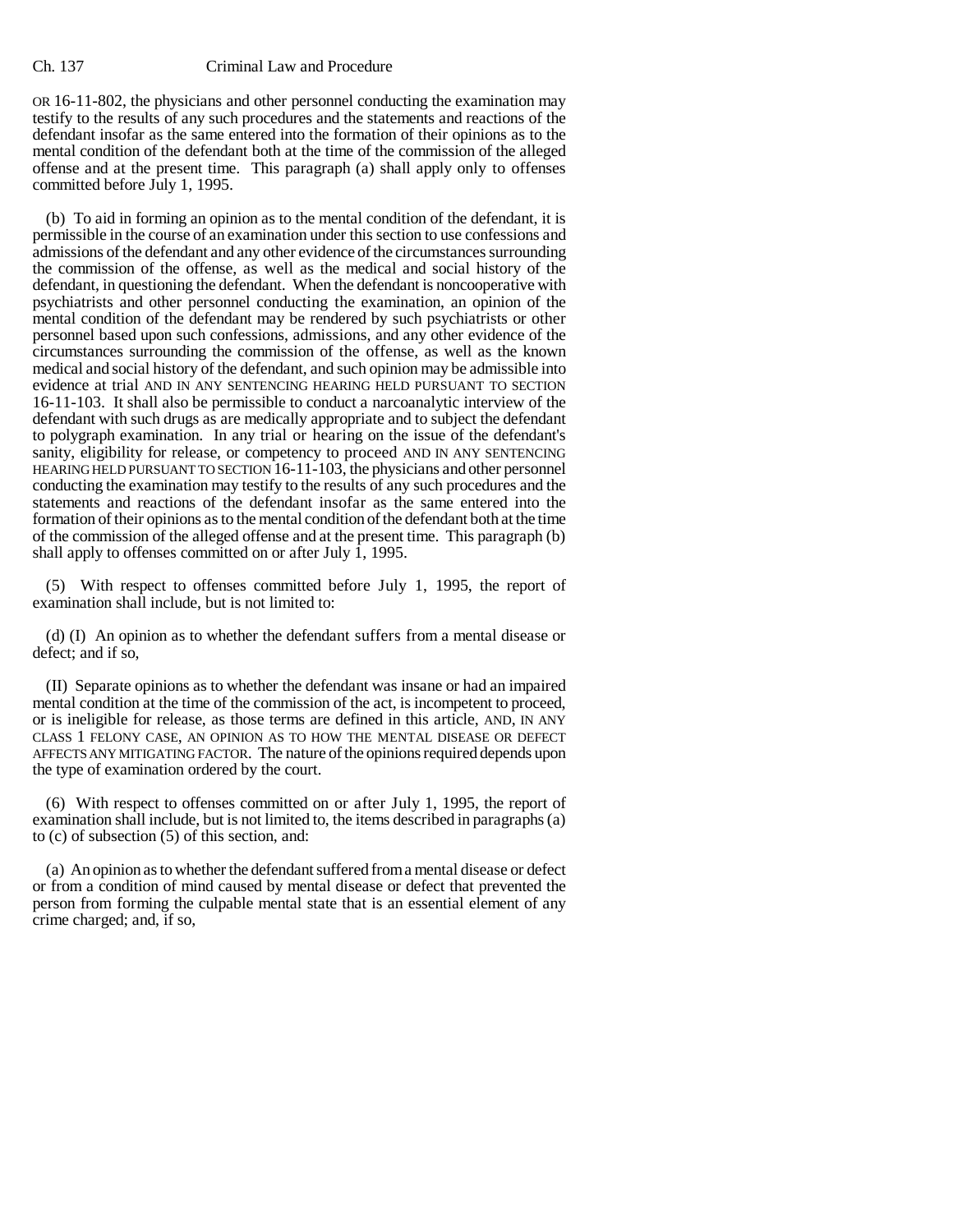OR 16-11-802, the physicians and other personnel conducting the examination may testify to the results of any such procedures and the statements and reactions of the defendant insofar as the same entered into the formation of their opinions as to the mental condition of the defendant both at the time of the commission of the alleged offense and at the present time. This paragraph (a) shall apply only to offenses committed before July 1, 1995.

(b) To aid in forming an opinion as to the mental condition of the defendant, it is permissible in the course of an examination under this section to use confessions and admissions of the defendant and any other evidence of the circumstances surrounding the commission of the offense, as well as the medical and social history of the defendant, in questioning the defendant. When the defendant is noncooperative with psychiatrists and other personnel conducting the examination, an opinion of the mental condition of the defendant may be rendered by such psychiatrists or other personnel based upon such confessions, admissions, and any other evidence of the circumstances surrounding the commission of the offense, as well as the known medical and social history of the defendant, and such opinion may be admissible into evidence at trial AND IN ANY SENTENCING HEARING HELD PURSUANT TO SECTION 16-11-103. It shall also be permissible to conduct a narcoanalytic interview of the defendant with such drugs as are medically appropriate and to subject the defendant to polygraph examination. In any trial or hearing on the issue of the defendant's sanity, eligibility for release, or competency to proceed AND IN ANY SENTENCING HEARING HELD PURSUANT TO SECTION 16-11-103, the physicians and other personnel conducting the examination may testify to the results of any such procedures and the statements and reactions of the defendant insofar as the same entered into the formation of their opinions as to the mental condition of the defendant both at the time of the commission of the alleged offense and at the present time. This paragraph (b) shall apply to offenses committed on or after July 1, 1995.

(5) With respect to offenses committed before July 1, 1995, the report of examination shall include, but is not limited to:

(d) (I) An opinion as to whether the defendant suffers from a mental disease or defect; and if so,

(II) Separate opinions as to whether the defendant was insane or had an impaired mental condition at the time of the commission of the act, is incompetent to proceed, or is ineligible for release, as those terms are defined in this article, AND, IN ANY CLASS 1 FELONY CASE, AN OPINION AS TO HOW THE MENTAL DISEASE OR DEFECT AFFECTS ANY MITIGATING FACTOR. The nature of the opinions required depends upon the type of examination ordered by the court.

(6) With respect to offenses committed on or after July 1, 1995, the report of examination shall include, but is not limited to, the items described in paragraphs (a) to (c) of subsection (5) of this section, and:

(a) An opinion as to whether the defendant suffered from a mental disease or defect or from a condition of mind caused by mental disease or defect that prevented the person from forming the culpable mental state that is an essential element of any crime charged; and, if so,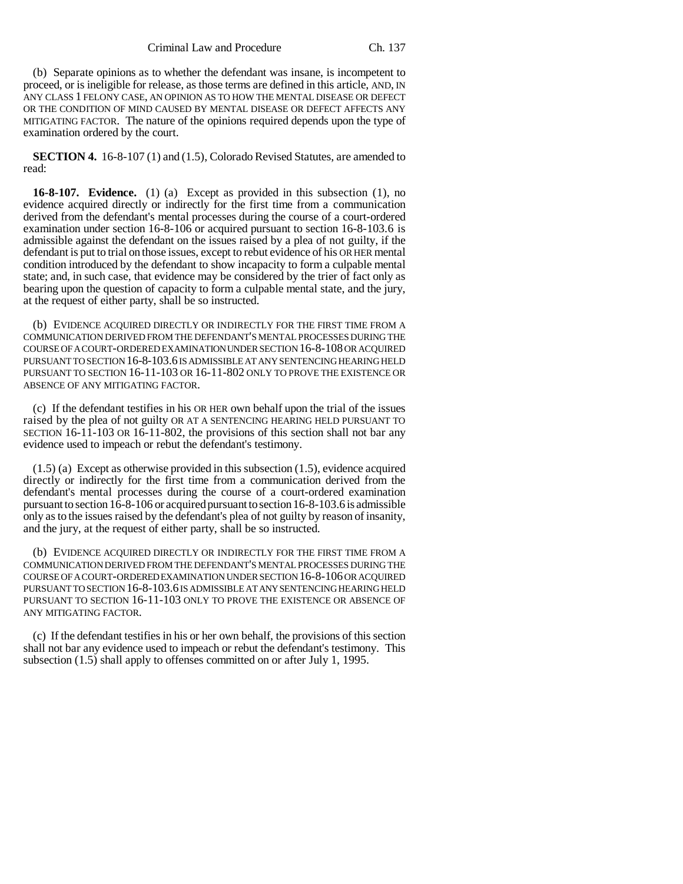(b) Separate opinions as to whether the defendant was insane, is incompetent to proceed, or is ineligible for release, as those terms are defined in this article, AND, IN ANY CLASS 1 FELONY CASE, AN OPINION AS TO HOW THE MENTAL DISEASE OR DEFECT OR THE CONDITION OF MIND CAUSED BY MENTAL DISEASE OR DEFECT AFFECTS ANY MITIGATING FACTOR. The nature of the opinions required depends upon the type of examination ordered by the court.

**SECTION 4.** 16-8-107 (1) and (1.5), Colorado Revised Statutes, are amended to read:

**16-8-107. Evidence.** (1) (a) Except as provided in this subsection (1), no evidence acquired directly or indirectly for the first time from a communication derived from the defendant's mental processes during the course of a court-ordered examination under section 16-8-106 or acquired pursuant to section 16-8-103.6 is admissible against the defendant on the issues raised by a plea of not guilty, if the defendant is put to trial on those issues, except to rebut evidence of his OR HER mental condition introduced by the defendant to show incapacity to form a culpable mental state; and, in such case, that evidence may be considered by the trier of fact only as bearing upon the question of capacity to form a culpable mental state, and the jury, at the request of either party, shall be so instructed.

(b) EVIDENCE ACQUIRED DIRECTLY OR INDIRECTLY FOR THE FIRST TIME FROM A COMMUNICATION DERIVED FROM THE DEFENDANT'S MENTAL PROCESSES DURING THE COURSE OF A COURT-ORDERED EXAMINATION UNDER SECTION 16-8-108 OR ACQUIRED PURSUANT TO SECTION 16-8-103.6 IS ADMISSIBLE AT ANY SENTENCING HEARING HELD PURSUANT TO SECTION 16-11-103 OR 16-11-802 ONLY TO PROVE THE EXISTENCE OR ABSENCE OF ANY MITIGATING FACTOR.

(c) If the defendant testifies in his OR HER own behalf upon the trial of the issues raised by the plea of not guilty OR AT A SENTENCING HEARING HELD PURSUANT TO SECTION 16-11-103 OR 16-11-802, the provisions of this section shall not bar any evidence used to impeach or rebut the defendant's testimony.

(1.5) (a) Except as otherwise provided in this subsection (1.5), evidence acquired directly or indirectly for the first time from a communication derived from the defendant's mental processes during the course of a court-ordered examination pursuant to section 16-8-106 or acquired pursuant to section 16-8-103.6 is admissible only as to the issues raised by the defendant's plea of not guilty by reason of insanity, and the jury, at the request of either party, shall be so instructed.

(b) EVIDENCE ACQUIRED DIRECTLY OR INDIRECTLY FOR THE FIRST TIME FROM A COMMUNICATION DERIVED FROM THE DEFENDANT'S MENTAL PROCESSES DURING THE COURSE OF A COURT-ORDERED EXAMINATION UNDER SECTION 16-8-106 OR ACQUIRED PURSUANT TO SECTION 16-8-103.6 IS ADMISSIBLE AT ANY SENTENCING HEARING HELD PURSUANT TO SECTION 16-11-103 ONLY TO PROVE THE EXISTENCE OR ABSENCE OF ANY MITIGATING FACTOR.

(c) If the defendant testifies in his or her own behalf, the provisions of this section shall not bar any evidence used to impeach or rebut the defendant's testimony. This subsection (1.5) shall apply to offenses committed on or after July 1, 1995.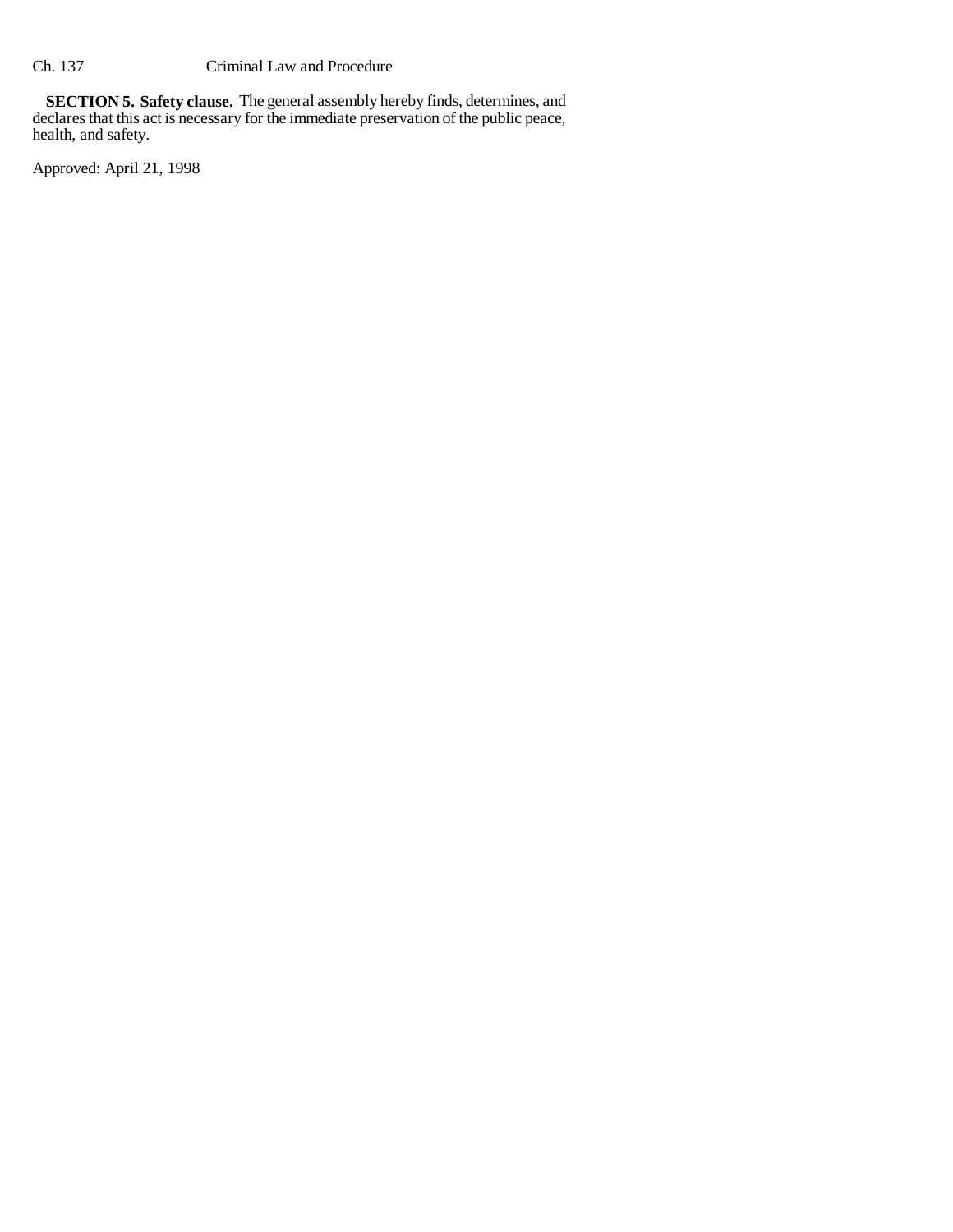**SECTION 5. Safety clause.** The general assembly hereby finds, determines, and declares that this act is necessary for the immediate preservation of the public peace, health, and safety.

Approved: April 21, 1998